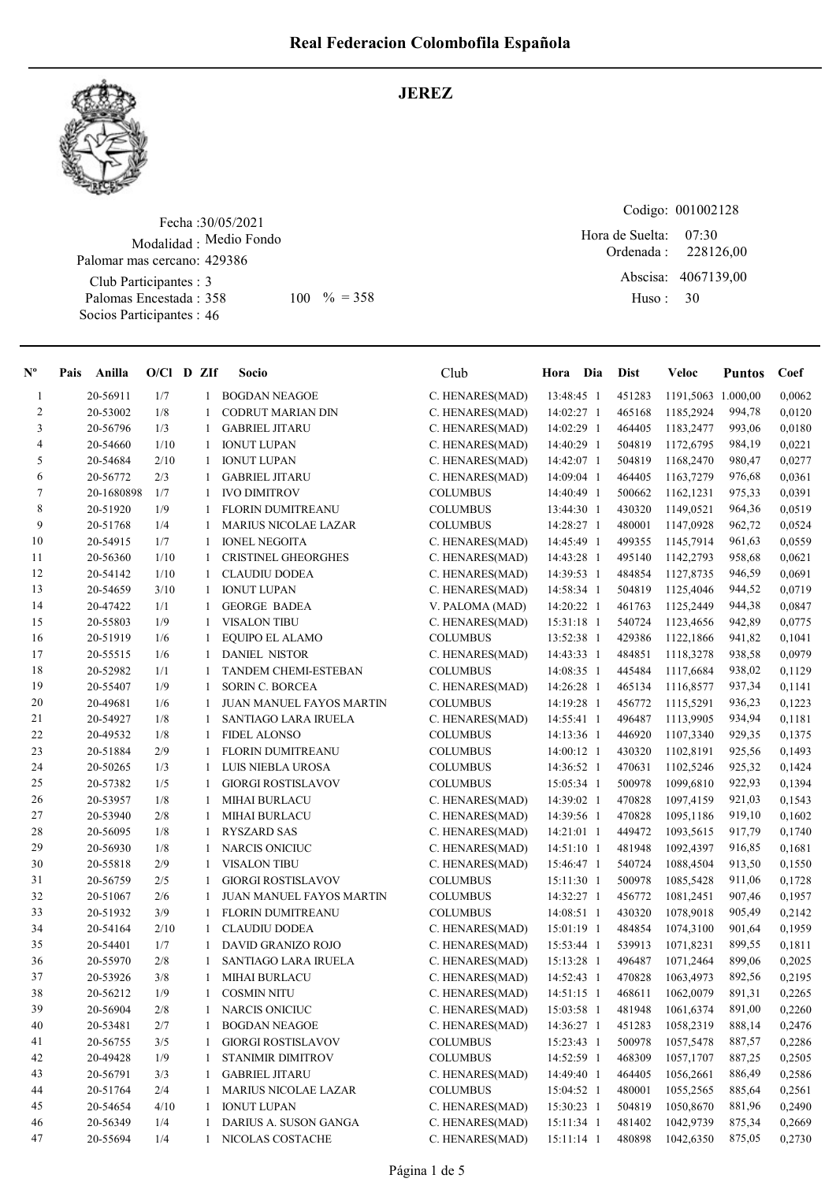# Real Federacion Colombofila Española

## JEREZ

Fecha : 30/05/2021
Modalidad : Medio Fondo
Palomar mas cercano: 429386
Club Participantes : 3
Palomas Encestada : 358    100 % = 358
Socios Participantes : 46

Codigo: 001002128
Hora de Suelta: 07:30
Ordenada : 228126,00
Abscisa: 4067139,00
Huso : 30

| Nº | Pais | Anilla | O/Cl | D | ZIf | Socio | Club | Hora | Dia | Dist | Veloc | Puntos | Coef |
|---|---|---|---|---|---|---|---|---|---|---|---|---|---|
| 1 | | 20-56911 | 1/7 | | 1 | BOGDAN NEAGOE | C. HENARES(MAD) | 13:48:45 | 1 | 451283 | 1191,5063 | 1.000,00 | 0,0062 |
| 2 | | 20-53002 | 1/8 | | 1 | CODRUT MARIAN DIN | C. HENARES(MAD) | 14:02:27 | 1 | 465168 | 1185,2924 | 994,78 | 0,0120 |
| 3 | | 20-56796 | 1/3 | | 1 | GABRIEL JITARU | C. HENARES(MAD) | 14:02:29 | 1 | 464405 | 1183,2477 | 993,06 | 0,0180 |
| 4 | | 20-54660 | 1/10 | | 1 | IONUT LUPAN | C. HENARES(MAD) | 14:40:29 | 1 | 504819 | 1172,6795 | 984,19 | 0,0221 |
| 5 | | 20-54684 | 2/10 | | 1 | IONUT LUPAN | C. HENARES(MAD) | 14:42:07 | 1 | 504819 | 1168,2470 | 980,47 | 0,0277 |
| 6 | | 20-56772 | 2/3 | | 1 | GABRIEL JITARU | C. HENARES(MAD) | 14:09:04 | 1 | 464405 | 1163,7279 | 976,68 | 0,0361 |
| 7 | | 20-1680898 | 1/7 | | 1 | IVO DIMITROV | COLUMBUS | 14:40:49 | 1 | 500662 | 1162,1231 | 975,33 | 0,0391 |
| 8 | | 20-51920 | 1/9 | | 1 | FLORIN DUMITREANU | COLUMBUS | 13:44:30 | 1 | 430320 | 1149,0521 | 964,36 | 0,0519 |
| 9 | | 20-51768 | 1/4 | | 1 | MARIUS NICOLAE LAZAR | COLUMBUS | 14:28:27 | 1 | 480001 | 1147,0928 | 962,72 | 0,0524 |
| 10 | | 20-54915 | 1/7 | | 1 | IONEL NEGOITA | C. HENARES(MAD) | 14:45:49 | 1 | 499355 | 1145,7914 | 961,63 | 0,0559 |
| 11 | | 20-56360 | 1/10 | | 1 | CRISTINEL GHEORGHES | C. HENARES(MAD) | 14:43:28 | 1 | 495140 | 1142,2793 | 958,68 | 0,0621 |
| 12 | | 20-54142 | 1/10 | | 1 | CLAUDIU DODEA | C. HENARES(MAD) | 14:39:53 | 1 | 484854 | 1127,8735 | 946,59 | 0,0691 |
| 13 | | 20-54659 | 3/10 | | 1 | IONUT LUPAN | C. HENARES(MAD) | 14:58:34 | 1 | 504819 | 1125,4046 | 944,52 | 0,0719 |
| 14 | | 20-47422 | 1/1 | | 1 | GEORGE BADEA | V. PALOMA (MAD) | 14:20:22 | 1 | 461763 | 1125,2449 | 944,38 | 0,0847 |
| 15 | | 20-55803 | 1/9 | | 1 | VISALON TIBU | C. HENARES(MAD) | 15:31:18 | 1 | 540724 | 1123,4656 | 942,89 | 0,0775 |
| 16 | | 20-51919 | 1/6 | | 1 | EQUIPO EL ALAMO | COLUMBUS | 13:52:38 | 1 | 429386 | 1122,1866 | 941,82 | 0,1041 |
| 17 | | 20-55515 | 1/6 | | 1 | DANIEL NISTOR | C. HENARES(MAD) | 14:43:33 | 1 | 484851 | 1118,3278 | 938,58 | 0,0979 |
| 18 | | 20-52982 | 1/1 | | 1 | TANDEM CHEMI-ESTEBAN | COLUMBUS | 14:08:35 | 1 | 445484 | 1117,6684 | 938,02 | 0,1129 |
| 19 | | 20-55407 | 1/9 | | 1 | SORIN C. BORCEA | C. HENARES(MAD) | 14:26:28 | 1 | 465134 | 1116,8577 | 937,34 | 0,1141 |
| 20 | | 20-49681 | 1/6 | | 1 | JUAN MANUEL FAYOS MARTIN | COLUMBUS | 14:19:28 | 1 | 456772 | 1115,5291 | 936,23 | 0,1223 |
| 21 | | 20-54927 | 1/8 | | 1 | SANTIAGO LARA IRUELA | C. HENARES(MAD) | 14:55:41 | 1 | 496487 | 1113,9905 | 934,94 | 0,1181 |
| 22 | | 20-49532 | 1/8 | | 1 | FIDEL ALONSO | COLUMBUS | 14:13:36 | 1 | 446920 | 1107,3340 | 929,35 | 0,1375 |
| 23 | | 20-51884 | 2/9 | | 1 | FLORIN DUMITREANU | COLUMBUS | 14:00:12 | 1 | 430320 | 1102,8191 | 925,56 | 0,1493 |
| 24 | | 20-50265 | 1/3 | | 1 | LUIS NIEBLA UROSA | COLUMBUS | 14:36:52 | 1 | 470631 | 1102,5246 | 925,32 | 0,1424 |
| 25 | | 20-57382 | 1/5 | | 1 | GIORGI ROSTISLAVOV | COLUMBUS | 15:05:34 | 1 | 500978 | 1099,6810 | 922,93 | 0,1394 |
| 26 | | 20-53957 | 1/8 | | 1 | MIHAI BURLACU | C. HENARES(MAD) | 14:39:02 | 1 | 470828 | 1097,4159 | 921,03 | 0,1543 |
| 27 | | 20-53940 | 2/8 | | 1 | MIHAI BURLACU | C. HENARES(MAD) | 14:39:56 | 1 | 470828 | 1095,1186 | 919,10 | 0,1602 |
| 28 | | 20-56095 | 1/8 | | 1 | RYSZARD SAS | C. HENARES(MAD) | 14:21:01 | 1 | 449472 | 1093,5615 | 917,79 | 0,1740 |
| 29 | | 20-56930 | 1/8 | | 1 | NARCIS ONICIUC | C. HENARES(MAD) | 14:51:10 | 1 | 481948 | 1092,4397 | 916,85 | 0,1681 |
| 30 | | 20-55818 | 2/9 | | 1 | VISALON TIBU | C. HENARES(MAD) | 15:46:47 | 1 | 540724 | 1088,4504 | 913,50 | 0,1550 |
| 31 | | 20-56759 | 2/5 | | 1 | GIORGI ROSTISLAVOV | COLUMBUS | 15:11:30 | 1 | 500978 | 1085,5428 | 911,06 | 0,1728 |
| 32 | | 20-51067 | 2/6 | | 1 | JUAN MANUEL FAYOS MARTIN | COLUMBUS | 14:32:27 | 1 | 456772 | 1081,2451 | 907,46 | 0,1957 |
| 33 | | 20-51932 | 3/9 | | 1 | FLORIN DUMITREANU | COLUMBUS | 14:08:51 | 1 | 430320 | 1078,9018 | 905,49 | 0,2142 |
| 34 | | 20-54164 | 2/10 | | 1 | CLAUDIU DODEA | C. HENARES(MAD) | 15:01:19 | 1 | 484854 | 1074,3100 | 901,64 | 0,1959 |
| 35 | | 20-54401 | 1/7 | | 1 | DAVID GRANIZO ROJO | C. HENARES(MAD) | 15:53:44 | 1 | 539913 | 1071,8231 | 899,55 | 0,1811 |
| 36 | | 20-55970 | 2/8 | | 1 | SANTIAGO LARA IRUELA | C. HENARES(MAD) | 15:13:28 | 1 | 496487 | 1071,2464 | 899,06 | 0,2025 |
| 37 | | 20-53926 | 3/8 | | 1 | MIHAI BURLACU | C. HENARES(MAD) | 14:52:43 | 1 | 470828 | 1063,4973 | 892,56 | 0,2195 |
| 38 | | 20-56212 | 1/9 | | 1 | COSMIN NITU | C. HENARES(MAD) | 14:51:15 | 1 | 468611 | 1062,0079 | 891,31 | 0,2265 |
| 39 | | 20-56904 | 2/8 | | 1 | NARCIS ONICIUC | C. HENARES(MAD) | 15:03:58 | 1 | 481948 | 1061,6374 | 891,00 | 0,2260 |
| 40 | | 20-53481 | 2/7 | | 1 | BOGDAN NEAGOE | C. HENARES(MAD) | 14:36:27 | 1 | 451283 | 1058,2319 | 888,14 | 0,2476 |
| 41 | | 20-56755 | 3/5 | | 1 | GIORGI ROSTISLAVOV | COLUMBUS | 15:23:43 | 1 | 500978 | 1057,5478 | 887,57 | 0,2286 |
| 42 | | 20-49428 | 1/9 | | 1 | STANIMIR DIMITROV | COLUMBUS | 14:52:59 | 1 | 468309 | 1057,1707 | 887,25 | 0,2505 |
| 43 | | 20-56791 | 3/3 | | 1 | GABRIEL JITARU | C. HENARES(MAD) | 14:49:40 | 1 | 464405 | 1056,2661 | 886,49 | 0,2586 |
| 44 | | 20-51764 | 2/4 | | 1 | MARIUS NICOLAE LAZAR | COLUMBUS | 15:04:52 | 1 | 480001 | 1055,2565 | 885,64 | 0,2561 |
| 45 | | 20-54654 | 4/10 | | 1 | IONUT LUPAN | C. HENARES(MAD) | 15:30:23 | 1 | 504819 | 1050,8670 | 881,96 | 0,2490 |
| 46 | | 20-56349 | 1/4 | | 1 | DARIUS A. SUSON GANGA | C. HENARES(MAD) | 15:11:34 | 1 | 481402 | 1042,9739 | 875,34 | 0,2669 |
| 47 | | 20-55694 | 1/4 | | 1 | NICOLAS COSTACHE | C. HENARES(MAD) | 15:11:14 | 1 | 480898 | 1042,6350 | 875,05 | 0,2730 |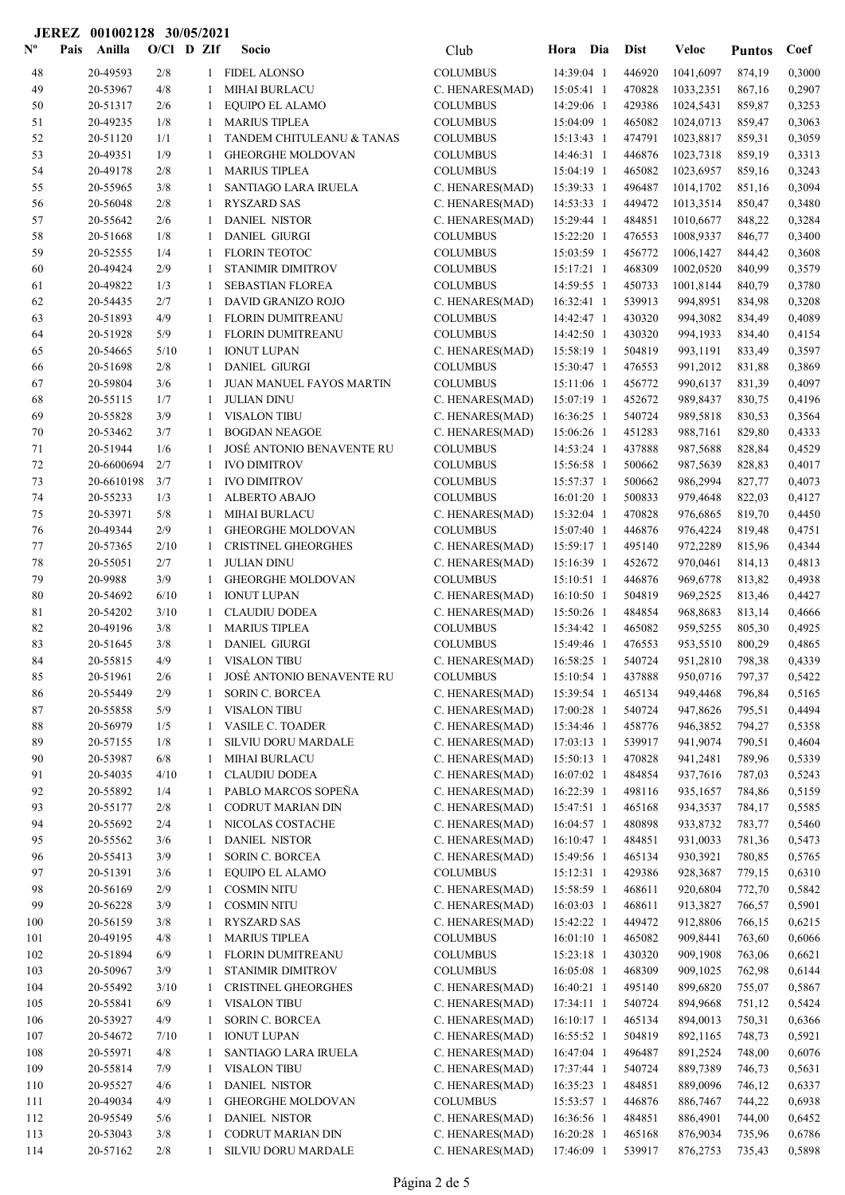**JEREZ 001002128 30/05/2021**

| Nº | Pais | Anilla | O/Cl | D | ZIf | Socio | Club | Hora Dia | Dist | Veloc | Puntos | Coef |
|---|---|---|---|---|---|---|---|---|---|---|---|---|
| 48 | | 20-49593 | 2/8 | | 1 | FIDEL ALONSO | COLUMBUS | 14:39:04 1 | 446920 | 1041,6097 | 874,19 | 0,3000 |
| 49 | | 20-53967 | 4/8 | | 1 | MIHAI BURLACU | C. HENARES(MAD) | 15:05:41 1 | 470828 | 1033,2351 | 867,16 | 0,2907 |
| 50 | | 20-51317 | 2/6 | | 1 | EQUIPO EL ALAMO | COLUMBUS | 14:29:06 1 | 429386 | 1024,5431 | 859,87 | 0,3253 |
| 51 | | 20-49235 | 1/8 | | 1 | MARIUS TIPLEA | COLUMBUS | 15:04:09 1 | 465082 | 1024,0713 | 859,47 | 0,3063 |
| 52 | | 20-51120 | 1/1 | | 1 | TANDEM CHITULEANU & TANAS | COLUMBUS | 15:13:43 1 | 474791 | 1023,8817 | 859,31 | 0,3059 |
| 53 | | 20-49351 | 1/9 | | 1 | GHEORGHE MOLDOVAN | COLUMBUS | 14:46:31 1 | 446876 | 1023,7318 | 859,19 | 0,3313 |
| 54 | | 20-49178 | 2/8 | | 1 | MARIUS TIPLEA | COLUMBUS | 15:04:19 1 | 465082 | 1023,6957 | 859,16 | 0,3243 |
| 55 | | 20-55965 | 3/8 | | 1 | SANTIAGO LARA IRUELA | C. HENARES(MAD) | 15:39:33 1 | 496487 | 1014,1702 | 851,16 | 0,3094 |
| 56 | | 20-56048 | 2/8 | | 1 | RYSZARD SAS | C. HENARES(MAD) | 14:53:33 1 | 449472 | 1013,3514 | 850,47 | 0,3480 |
| 57 | | 20-55642 | 2/6 | | 1 | DANIEL NISTOR | C. HENARES(MAD) | 15:29:44 1 | 484851 | 1010,6677 | 848,22 | 0,3284 |
| 58 | | 20-51668 | 1/8 | | 1 | DANIEL GIURGI | COLUMBUS | 15:22:20 1 | 476553 | 1008,9337 | 846,77 | 0,3400 |
| 59 | | 20-52555 | 1/4 | | 1 | FLORIN TEOTOC | COLUMBUS | 15:03:59 1 | 456772 | 1006,1427 | 844,42 | 0,3608 |
| 60 | | 20-49424 | 2/9 | | 1 | STANIMIR DIMITROV | COLUMBUS | 15:17:21 1 | 468309 | 1002,0520 | 840,99 | 0,3579 |
| 61 | | 20-49822 | 1/3 | | 1 | SEBASTIAN FLOREA | COLUMBUS | 14:59:55 1 | 450733 | 1001,8144 | 840,79 | 0,3780 |
| 62 | | 20-54435 | 2/7 | | 1 | DAVID GRANIZO ROJO | C. HENARES(MAD) | 16:32:41 1 | 539913 | 994,8951 | 834,98 | 0,3208 |
| 63 | | 20-51893 | 4/9 | | 1 | FLORIN DUMITREANU | COLUMBUS | 14:42:47 1 | 430320 | 994,3082 | 834,49 | 0,4089 |
| 64 | | 20-51928 | 5/9 | | 1 | FLORIN DUMITREANU | COLUMBUS | 14:42:50 1 | 430320 | 994,1933 | 834,40 | 0,4154 |
| 65 | | 20-54665 | 5/10 | | 1 | IONUT LUPAN | C. HENARES(MAD) | 15:58:19 1 | 504819 | 993,1191 | 833,49 | 0,3597 |
| 66 | | 20-51698 | 2/8 | | 1 | DANIEL GIURGI | COLUMBUS | 15:30:47 1 | 476553 | 991,2012 | 831,88 | 0,3869 |
| 67 | | 20-59804 | 3/6 | | 1 | JUAN MANUEL FAYOS MARTIN | COLUMBUS | 15:11:06 1 | 456772 | 990,6137 | 831,39 | 0,4097 |
| 68 | | 20-55115 | 1/7 | | 1 | JULIAN DINU | C. HENARES(MAD) | 15:07:19 1 | 452672 | 989,8437 | 830,75 | 0,4196 |
| 69 | | 20-55828 | 3/9 | | 1 | VISALON TIBU | C. HENARES(MAD) | 16:36:25 1 | 540724 | 989,5818 | 830,53 | 0,3564 |
| 70 | | 20-53462 | 3/7 | | 1 | BOGDAN NEAGOE | C. HENARES(MAD) | 15:06:26 1 | 451283 | 988,7161 | 829,80 | 0,4333 |
| 71 | | 20-51944 | 1/6 | | 1 | JOSÉ ANTONIO BENAVENTE RU | COLUMBUS | 14:53:24 1 | 437888 | 987,5688 | 828,84 | 0,4529 |
| 72 | | 20-6600694 | 2/7 | | 1 | IVO DIMITROV | COLUMBUS | 15:56:58 1 | 500662 | 987,5639 | 828,83 | 0,4017 |
| 73 | | 20-6610198 | 3/7 | | 1 | IVO DIMITROV | COLUMBUS | 15:57:37 1 | 500662 | 986,2994 | 827,77 | 0,4073 |
| 74 | | 20-55233 | 1/3 | | 1 | ALBERTO ABAJO | COLUMBUS | 16:01:20 1 | 500833 | 979,4648 | 822,03 | 0,4127 |
| 75 | | 20-53971 | 5/8 | | 1 | MIHAI BURLACU | C. HENARES(MAD) | 15:32:04 1 | 470828 | 976,6865 | 819,70 | 0,4450 |
| 76 | | 20-49344 | 2/9 | | 1 | GHEORGHE MOLDOVAN | COLUMBUS | 15:07:40 1 | 446876 | 976,4224 | 819,48 | 0,4751 |
| 77 | | 20-57365 | 2/10 | | 1 | CRISTINEL GHEORGHES | C. HENARES(MAD) | 15:59:17 1 | 495140 | 972,2289 | 815,96 | 0,4344 |
| 78 | | 20-55051 | 2/7 | | 1 | JULIAN DINU | C. HENARES(MAD) | 15:16:39 1 | 452672 | 970,0461 | 814,13 | 0,4813 |
| 79 | | 20-9988 | 3/9 | | 1 | GHEORGHE MOLDOVAN | COLUMBUS | 15:10:51 1 | 446876 | 969,6778 | 813,82 | 0,4938 |
| 80 | | 20-54692 | 6/10 | | 1 | IONUT LUPAN | C. HENARES(MAD) | 16:10:50 1 | 504819 | 969,2525 | 813,46 | 0,4427 |
| 81 | | 20-54202 | 3/10 | | 1 | CLAUDIU DODEA | C. HENARES(MAD) | 15:50:26 1 | 484854 | 968,8683 | 813,14 | 0,4666 |
| 82 | | 20-49196 | 3/8 | | 1 | MARIUS TIPLEA | COLUMBUS | 15:34:42 1 | 465082 | 959,5255 | 805,30 | 0,4925 |
| 83 | | 20-51645 | 3/8 | | 1 | DANIEL GIURGI | COLUMBUS | 15:49:46 1 | 476553 | 953,5510 | 800,29 | 0,4865 |
| 84 | | 20-55815 | 4/9 | | 1 | VISALON TIBU | C. HENARES(MAD) | 16:58:25 1 | 540724 | 951,2810 | 798,38 | 0,4339 |
| 85 | | 20-51961 | 2/6 | | 1 | JOSÉ ANTONIO BENAVENTE RU | COLUMBUS | 15:10:54 1 | 437888 | 950,0716 | 797,37 | 0,5422 |
| 86 | | 20-55449 | 2/9 | | 1 | SORIN C. BORCEA | C. HENARES(MAD) | 15:39:54 1 | 465134 | 949,4468 | 796,84 | 0,5165 |
| 87 | | 20-55858 | 5/9 | | 1 | VISALON TIBU | C. HENARES(MAD) | 17:00:28 1 | 540724 | 947,8626 | 795,51 | 0,4494 |
| 88 | | 20-56979 | 1/5 | | 1 | VASILE C. TOADER | C. HENARES(MAD) | 15:34:46 1 | 458776 | 946,3852 | 794,27 | 0,5358 |
| 89 | | 20-57155 | 1/8 | | 1 | SILVIU DORU MARDALE | C. HENARES(MAD) | 17:03:13 1 | 539917 | 941,9074 | 790,51 | 0,4604 |
| 90 | | 20-53987 | 6/8 | | 1 | MIHAI BURLACU | C. HENARES(MAD) | 15:50:13 1 | 470828 | 941,2481 | 789,96 | 0,5339 |
| 91 | | 20-54035 | 4/10 | | 1 | CLAUDIU DODEA | C. HENARES(MAD) | 16:07:02 1 | 484854 | 937,7616 | 787,03 | 0,5243 |
| 92 | | 20-55892 | 1/4 | | 1 | PABLO MARCOS SOPEÑA | C. HENARES(MAD) | 16:22:39 1 | 498116 | 935,1657 | 784,86 | 0,5159 |
| 93 | | 20-55177 | 2/8 | | 1 | CODRUT MARIAN DIN | C. HENARES(MAD) | 15:47:51 1 | 465168 | 934,3537 | 784,17 | 0,5585 |
| 94 | | 20-55692 | 2/4 | | 1 | NICOLAS COSTACHE | C. HENARES(MAD) | 16:04:57 1 | 480898 | 933,8732 | 783,77 | 0,5460 |
| 95 | | 20-55562 | 3/6 | | 1 | DANIEL NISTOR | C. HENARES(MAD) | 16:10:47 1 | 484851 | 931,0033 | 781,36 | 0,5473 |
| 96 | | 20-55413 | 3/9 | | 1 | SORIN C. BORCEA | C. HENARES(MAD) | 15:49:56 1 | 465134 | 930,3921 | 780,85 | 0,5765 |
| 97 | | 20-51391 | 3/6 | | 1 | EQUIPO EL ALAMO | COLUMBUS | 15:12:31 1 | 429386 | 928,3687 | 779,15 | 0,6310 |
| 98 | | 20-56169 | 2/9 | | 1 | COSMIN NITU | C. HENARES(MAD) | 15:58:59 1 | 468611 | 920,6804 | 772,70 | 0,5842 |
| 99 | | 20-56228 | 3/9 | | 1 | COSMIN NITU | C. HENARES(MAD) | 16:03:03 1 | 468611 | 913,3827 | 766,57 | 0,5901 |
| 100 | | 20-56159 | 3/8 | | 1 | RYSZARD SAS | C. HENARES(MAD) | 15:42:22 1 | 449472 | 912,8806 | 766,15 | 0,6215 |
| 101 | | 20-49195 | 4/8 | | 1 | MARIUS TIPLEA | COLUMBUS | 16:01:10 1 | 465082 | 909,8441 | 763,60 | 0,6066 |
| 102 | | 20-51894 | 6/9 | | 1 | FLORIN DUMITREANU | COLUMBUS | 15:23:18 1 | 430320 | 909,1908 | 763,06 | 0,6621 |
| 103 | | 20-50967 | 3/9 | | 1 | STANIMIR DIMITROV | COLUMBUS | 16:05:08 1 | 468309 | 909,1025 | 762,98 | 0,6144 |
| 104 | | 20-55492 | 3/10 | | 1 | CRISTINEL GHEORGHES | C. HENARES(MAD) | 16:40:21 1 | 495140 | 899,6820 | 755,07 | 0,5867 |
| 105 | | 20-55841 | 6/9 | | 1 | VISALON TIBU | C. HENARES(MAD) | 17:34:11 1 | 540724 | 894,9668 | 751,12 | 0,5424 |
| 106 | | 20-53927 | 4/9 | | 1 | SORIN C. BORCEA | C. HENARES(MAD) | 16:10:17 1 | 465134 | 894,0013 | 750,31 | 0,6366 |
| 107 | | 20-54672 | 7/10 | | 1 | IONUT LUPAN | C. HENARES(MAD) | 16:55:52 1 | 504819 | 892,1165 | 748,73 | 0,5921 |
| 108 | | 20-55971 | 4/8 | | 1 | SANTIAGO LARA IRUELA | C. HENARES(MAD) | 16:47:04 1 | 496487 | 891,2524 | 748,00 | 0,6076 |
| 109 | | 20-55814 | 7/9 | | 1 | VISALON TIBU | C. HENARES(MAD) | 17:37:44 1 | 540724 | 889,7389 | 746,73 | 0,5631 |
| 110 | | 20-95527 | 4/6 | | 1 | DANIEL NISTOR | C. HENARES(MAD) | 16:35:23 1 | 484851 | 889,0096 | 746,12 | 0,6337 |
| 111 | | 20-49034 | 4/9 | | 1 | GHEORGHE MOLDOVAN | COLUMBUS | 15:53:57 1 | 446876 | 886,7467 | 744,22 | 0,6938 |
| 112 | | 20-95549 | 5/6 | | 1 | DANIEL NISTOR | C. HENARES(MAD) | 16:36:56 1 | 484851 | 886,4901 | 744,00 | 0,6452 |
| 113 | | 20-53043 | 3/8 | | 1 | CODRUT MARIAN DIN | C. HENARES(MAD) | 16:20:28 1 | 465168 | 876,9034 | 735,96 | 0,6786 |
| 114 | | 20-57162 | 2/8 | | 1 | SILVIU DORU MARDALE | C. HENARES(MAD) | 17:46:09 1 | 539917 | 876,2753 | 735,43 | 0,5898 |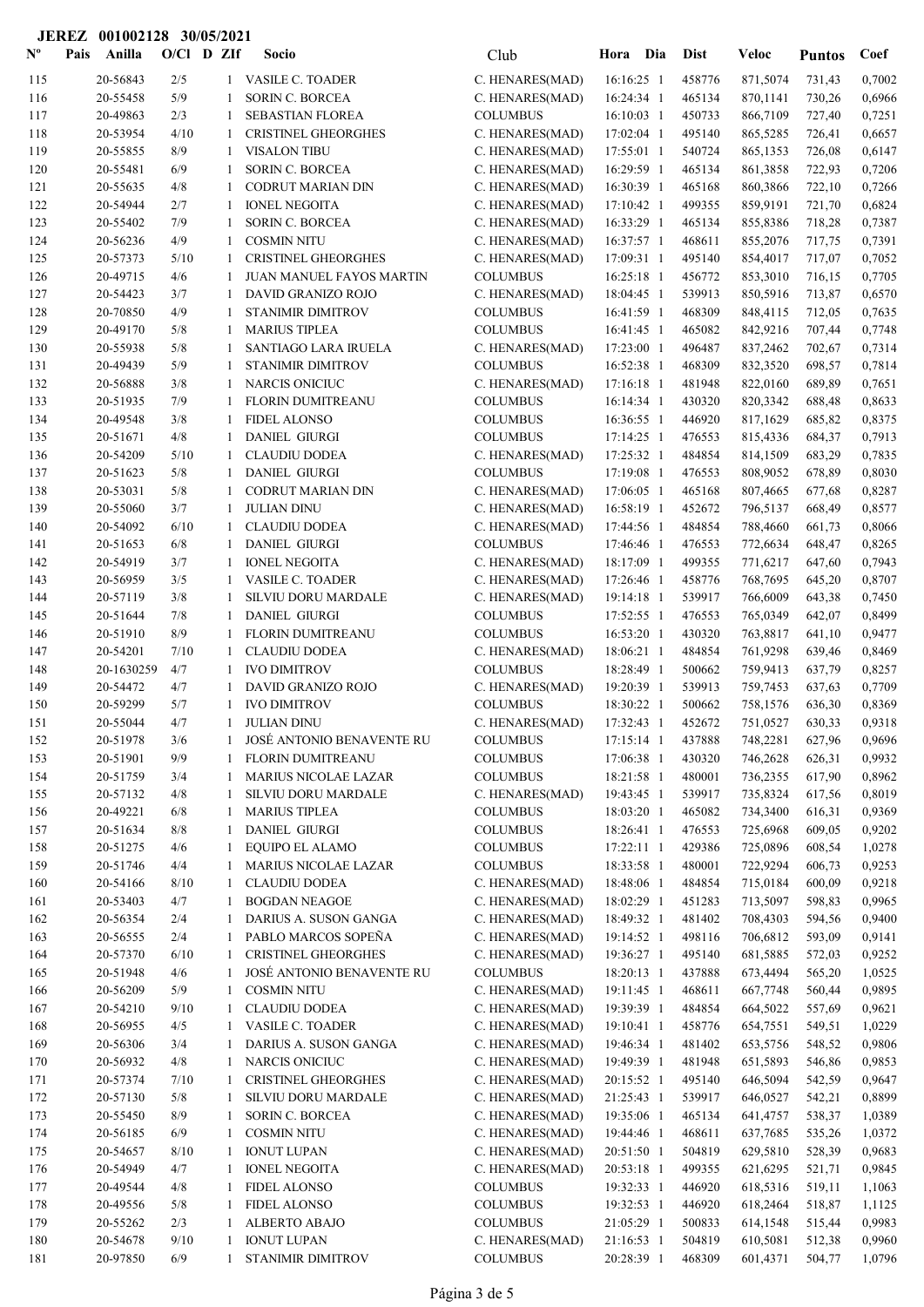**JEREZ 001002128 30/05/2021**

| Nº | Pais | Anilla | O/Cl | D | ZIf | Socio | Club | Hora | Dia | Dist | Veloc | Puntos | Coef |
|---|---|---|---|---|---|---|---|---|---|---|---|---|---|
| 115 | | 20-56843 | 2/5 | | 1 | VASILE C. TOADER | C. HENARES(MAD) | 16:16:25 | 1 | 458776 | 871,5074 | 731,43 | 0,7002 |
| 116 | | 20-55458 | 5/9 | | 1 | SORIN C. BORCEA | C. HENARES(MAD) | 16:24:34 | 1 | 465134 | 870,1141 | 730,26 | 0,6966 |
| 117 | | 20-49863 | 2/3 | | 1 | SEBASTIAN FLOREA | COLUMBUS | 16:10:03 | 1 | 450733 | 866,7109 | 727,40 | 0,7251 |
| 118 | | 20-53954 | 4/10 | | 1 | CRISTINEL GHEORGHES | C. HENARES(MAD) | 17:02:04 | 1 | 495140 | 865,5285 | 726,41 | 0,6657 |
| 119 | | 20-55855 | 8/9 | | 1 | VISALON TIBU | C. HENARES(MAD) | 17:55:01 | 1 | 540724 | 865,1353 | 726,08 | 0,6147 |
| 120 | | 20-55481 | 6/9 | | 1 | SORIN C. BORCEA | C. HENARES(MAD) | 16:29:59 | 1 | 465134 | 861,3858 | 722,93 | 0,7206 |
| 121 | | 20-55635 | 4/8 | | 1 | CODRUT MARIAN DIN | C. HENARES(MAD) | 16:30:39 | 1 | 465168 | 860,3866 | 722,10 | 0,7266 |
| 122 | | 20-54944 | 2/7 | | 1 | IONEL NEGOITA | C. HENARES(MAD) | 17:10:42 | 1 | 499355 | 859,9191 | 721,70 | 0,6824 |
| 123 | | 20-55402 | 7/9 | | 1 | SORIN C. BORCEA | C. HENARES(MAD) | 16:33:29 | 1 | 465134 | 855,8386 | 718,28 | 0,7387 |
| 124 | | 20-56236 | 4/9 | | 1 | COSMIN NITU | C. HENARES(MAD) | 16:37:57 | 1 | 468611 | 855,2076 | 717,75 | 0,7391 |
| 125 | | 20-57373 | 5/10 | | 1 | CRISTINEL GHEORGHES | C. HENARES(MAD) | 17:09:31 | 1 | 495140 | 854,4017 | 717,07 | 0,7052 |
| 126 | | 20-49715 | 4/6 | | 1 | JUAN MANUEL FAYOS MARTIN | COLUMBUS | 16:25:18 | 1 | 456772 | 853,3010 | 716,15 | 0,7705 |
| 127 | | 20-54423 | 3/7 | | 1 | DAVID GRANIZO ROJO | C. HENARES(MAD) | 18:04:45 | 1 | 539913 | 850,5916 | 713,87 | 0,6570 |
| 128 | | 20-70850 | 4/9 | | 1 | STANIMIR DIMITROV | COLUMBUS | 16:41:59 | 1 | 468309 | 848,4115 | 712,05 | 0,7635 |
| 129 | | 20-49170 | 5/8 | | 1 | MARIUS TIPLEA | COLUMBUS | 16:41:45 | 1 | 465082 | 842,9216 | 707,44 | 0,7748 |
| 130 | | 20-55938 | 5/8 | | 1 | SANTIAGO LARA IRUELA | C. HENARES(MAD) | 17:23:00 | 1 | 496487 | 837,2462 | 702,67 | 0,7314 |
| 131 | | 20-49439 | 5/9 | | 1 | STANIMIR DIMITROV | COLUMBUS | 16:52:38 | 1 | 468309 | 832,3520 | 698,57 | 0,7814 |
| 132 | | 20-56888 | 3/8 | | 1 | NARCIS ONICIUC | C. HENARES(MAD) | 17:16:18 | 1 | 481948 | 822,0160 | 689,89 | 0,7651 |
| 133 | | 20-51935 | 7/9 | | 1 | FLORIN DUMITREANU | COLUMBUS | 16:14:34 | 1 | 430320 | 820,3342 | 688,48 | 0,8633 |
| 134 | | 20-49548 | 3/8 | | 1 | FIDEL ALONSO | COLUMBUS | 16:36:55 | 1 | 446920 | 817,1629 | 685,82 | 0,8375 |
| 135 | | 20-51671 | 4/8 | | 1 | DANIEL GIURGI | COLUMBUS | 17:14:25 | 1 | 476553 | 815,4336 | 684,37 | 0,7913 |
| 136 | | 20-54209 | 5/10 | | 1 | CLAUDIU DODEA | C. HENARES(MAD) | 17:25:32 | 1 | 484854 | 814,1509 | 683,29 | 0,7835 |
| 137 | | 20-51623 | 5/8 | | 1 | DANIEL GIURGI | COLUMBUS | 17:19:08 | 1 | 476553 | 808,9052 | 678,89 | 0,8030 |
| 138 | | 20-53031 | 5/8 | | 1 | CODRUT MARIAN DIN | C. HENARES(MAD) | 17:06:05 | 1 | 465168 | 807,4665 | 677,68 | 0,8287 |
| 139 | | 20-55060 | 3/7 | | 1 | JULIAN DINU | C. HENARES(MAD) | 16:58:19 | 1 | 452672 | 796,5137 | 668,49 | 0,8577 |
| 140 | | 20-54092 | 6/10 | | 1 | CLAUDIU DODEA | C. HENARES(MAD) | 17:44:56 | 1 | 484854 | 788,4660 | 661,73 | 0,8066 |
| 141 | | 20-51653 | 6/8 | | 1 | DANIEL GIURGI | COLUMBUS | 17:46:46 | 1 | 476553 | 772,6634 | 648,47 | 0,8265 |
| 142 | | 20-54919 | 3/7 | | 1 | IONEL NEGOITA | C. HENARES(MAD) | 18:17:09 | 1 | 499355 | 771,6217 | 647,60 | 0,7943 |
| 143 | | 20-56959 | 3/5 | | 1 | VASILE C. TOADER | C. HENARES(MAD) | 17:26:46 | 1 | 458776 | 768,7695 | 645,20 | 0,8707 |
| 144 | | 20-57119 | 3/8 | | 1 | SILVIU DORU MARDALE | C. HENARES(MAD) | 19:14:18 | 1 | 539917 | 766,6009 | 643,38 | 0,7450 |
| 145 | | 20-51644 | 7/8 | | 1 | DANIEL GIURGI | COLUMBUS | 17:52:55 | 1 | 476553 | 765,0349 | 642,07 | 0,8499 |
| 146 | | 20-51910 | 8/9 | | 1 | FLORIN DUMITREANU | COLUMBUS | 16:53:20 | 1 | 430320 | 763,8817 | 641,10 | 0,9477 |
| 147 | | 20-54201 | 7/10 | | 1 | CLAUDIU DODEA | C. HENARES(MAD) | 18:06:21 | 1 | 484854 | 761,9298 | 639,46 | 0,8469 |
| 148 | | 20-1630259 | 4/7 | | 1 | IVO DIMITROV | COLUMBUS | 18:28:49 | 1 | 500662 | 759,9413 | 637,79 | 0,8257 |
| 149 | | 20-54472 | 4/7 | | 1 | DAVID GRANIZO ROJO | C. HENARES(MAD) | 19:20:39 | 1 | 539913 | 759,7453 | 637,63 | 0,7709 |
| 150 | | 20-59299 | 5/7 | | 1 | IVO DIMITROV | COLUMBUS | 18:30:22 | 1 | 500662 | 758,1576 | 636,30 | 0,8369 |
| 151 | | 20-55044 | 4/7 | | 1 | JULIAN DINU | C. HENARES(MAD) | 17:32:43 | 1 | 452672 | 751,0527 | 630,33 | 0,9318 |
| 152 | | 20-51978 | 3/6 | | 1 | JOSÉ ANTONIO BENAVENTE RU | COLUMBUS | 17:15:14 | 1 | 437888 | 748,2281 | 627,96 | 0,9696 |
| 153 | | 20-51901 | 9/9 | | 1 | FLORIN DUMITREANU | COLUMBUS | 17:06:38 | 1 | 430320 | 746,2628 | 626,31 | 0,9932 |
| 154 | | 20-51759 | 3/4 | | 1 | MARIUS NICOLAE LAZAR | COLUMBUS | 18:21:58 | 1 | 480001 | 736,2355 | 617,90 | 0,8962 |
| 155 | | 20-57132 | 4/8 | | 1 | SILVIU DORU MARDALE | C. HENARES(MAD) | 19:43:45 | 1 | 539917 | 735,8324 | 617,56 | 0,8019 |
| 156 | | 20-49221 | 6/8 | | 1 | MARIUS TIPLEA | COLUMBUS | 18:03:20 | 1 | 465082 | 734,3400 | 616,31 | 0,9369 |
| 157 | | 20-51634 | 8/8 | | 1 | DANIEL GIURGI | COLUMBUS | 18:26:41 | 1 | 476553 | 725,6968 | 609,05 | 0,9202 |
| 158 | | 20-51275 | 4/6 | | 1 | EQUIPO EL ALAMO | COLUMBUS | 17:22:11 | 1 | 429386 | 725,0896 | 608,54 | 1,0278 |
| 159 | | 20-51746 | 4/4 | | 1 | MARIUS NICOLAE LAZAR | COLUMBUS | 18:33:58 | 1 | 480001 | 722,9294 | 606,73 | 0,9253 |
| 160 | | 20-54166 | 8/10 | | 1 | CLAUDIU DODEA | C. HENARES(MAD) | 18:48:06 | 1 | 484854 | 715,0184 | 600,09 | 0,9218 |
| 161 | | 20-53403 | 4/7 | | 1 | BOGDAN NEAGOE | C. HENARES(MAD) | 18:02:29 | 1 | 451283 | 713,5097 | 598,83 | 0,9965 |
| 162 | | 20-56354 | 2/4 | | 1 | DARIUS A. SUSON GANGA | C. HENARES(MAD) | 18:49:32 | 1 | 481402 | 708,4303 | 594,56 | 0,9400 |
| 163 | | 20-56555 | 2/4 | | 1 | PABLO MARCOS SOPEÑA | C. HENARES(MAD) | 19:14:52 | 1 | 498116 | 706,6812 | 593,09 | 0,9141 |
| 164 | | 20-57370 | 6/10 | | 1 | CRISTINEL GHEORGHES | C. HENARES(MAD) | 19:36:27 | 1 | 495140 | 681,5885 | 572,03 | 0,9252 |
| 165 | | 20-51948 | 4/6 | | 1 | JOSÉ ANTONIO BENAVENTE RU | COLUMBUS | 18:20:13 | 1 | 437888 | 673,4494 | 565,20 | 1,0525 |
| 166 | | 20-56209 | 5/9 | | 1 | COSMIN NITU | C. HENARES(MAD) | 19:11:45 | 1 | 468611 | 667,7748 | 560,44 | 0,9895 |
| 167 | | 20-54210 | 9/10 | | 1 | CLAUDIU DODEA | C. HENARES(MAD) | 19:39:39 | 1 | 484854 | 664,5022 | 557,69 | 0,9621 |
| 168 | | 20-56955 | 4/5 | | 1 | VASILE C. TOADER | C. HENARES(MAD) | 19:10:41 | 1 | 458776 | 654,7551 | 549,51 | 1,0229 |
| 169 | | 20-56306 | 3/4 | | 1 | DARIUS A. SUSON GANGA | C. HENARES(MAD) | 19:46:34 | 1 | 481402 | 653,5756 | 548,52 | 0,9806 |
| 170 | | 20-56932 | 4/8 | | 1 | NARCIS ONICIUC | C. HENARES(MAD) | 19:49:39 | 1 | 481948 | 651,5893 | 546,86 | 0,9853 |
| 171 | | 20-57374 | 7/10 | | 1 | CRISTINEL GHEORGHES | C. HENARES(MAD) | 20:15:52 | 1 | 495140 | 646,5094 | 542,59 | 0,9647 |
| 172 | | 20-57130 | 5/8 | | 1 | SILVIU DORU MARDALE | C. HENARES(MAD) | 21:25:43 | 1 | 539917 | 646,0527 | 542,21 | 0,8899 |
| 173 | | 20-55450 | 8/9 | | 1 | SORIN C. BORCEA | C. HENARES(MAD) | 19:35:06 | 1 | 465134 | 641,4757 | 538,37 | 1,0389 |
| 174 | | 20-56185 | 6/9 | | 1 | COSMIN NITU | C. HENARES(MAD) | 19:44:46 | 1 | 468611 | 637,7685 | 535,26 | 1,0372 |
| 175 | | 20-54657 | 8/10 | | 1 | IONUT LUPAN | C. HENARES(MAD) | 20:51:50 | 1 | 504819 | 629,5810 | 528,39 | 0,9683 |
| 176 | | 20-54949 | 4/7 | | 1 | IONEL NEGOITA | C. HENARES(MAD) | 20:53:18 | 1 | 499355 | 621,6295 | 521,71 | 0,9845 |
| 177 | | 20-49544 | 4/8 | | 1 | FIDEL ALONSO | COLUMBUS | 19:32:33 | 1 | 446920 | 618,5316 | 519,11 | 1,1063 |
| 178 | | 20-49556 | 5/8 | | 1 | FIDEL ALONSO | COLUMBUS | 19:32:53 | 1 | 446920 | 618,2464 | 518,87 | 1,1125 |
| 179 | | 20-55262 | 2/3 | | 1 | ALBERTO ABAJO | COLUMBUS | 21:05:29 | 1 | 500833 | 614,1548 | 515,44 | 0,9983 |
| 180 | | 20-54678 | 9/10 | | 1 | IONUT LUPAN | C. HENARES(MAD) | 21:16:53 | 1 | 504819 | 610,5081 | 512,38 | 0,9960 |
| 181 | | 20-97850 | 6/9 | | 1 | STANIMIR DIMITROV | COLUMBUS | 20:28:39 | 1 | 468309 | 601,4371 | 504,77 | 1,0796 |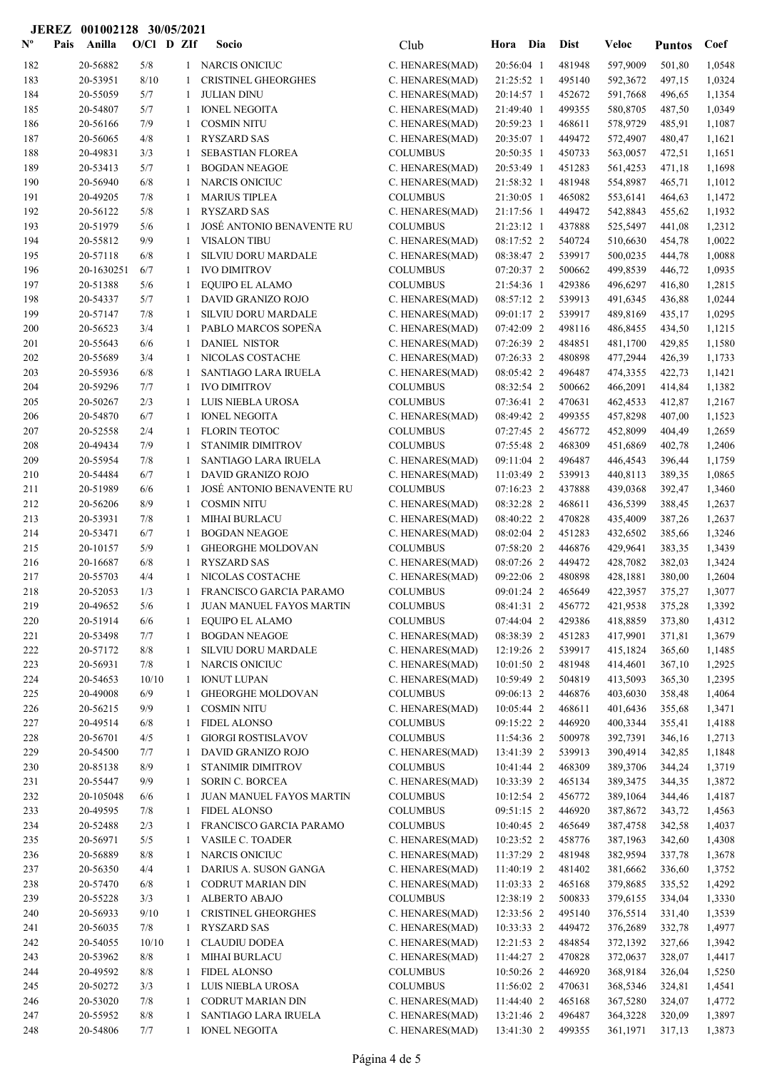**JEREZ 001002128 30/05/2021**

| Nº | Pais | Anilla | O/Cl | D | ZIf | Socio | Club | Hora | Dia | Dist | Veloc | Puntos | Coef |
|---|---|---|---|---|---|---|---|---|---|---|---|---|---|
| 182 | | 20-56882 | 5/8 | | 1 | NARCIS ONICIUC | C. HENARES(MAD) | 20:56:04 | 1 | 481948 | 597,9009 | 501,80 | 1,0548 |
| 183 | | 20-53951 | 8/10 | | 1 | CRISTINEL GHEORGHES | C. HENARES(MAD) | 21:25:52 | 1 | 495140 | 592,3672 | 497,15 | 1,0324 |
| 184 | | 20-55059 | 5/7 | | 1 | JULIAN DINU | C. HENARES(MAD) | 20:14:57 | 1 | 452672 | 591,7668 | 496,65 | 1,1354 |
| 185 | | 20-54807 | 5/7 | | 1 | IONEL NEGOITA | C. HENARES(MAD) | 21:49:40 | 1 | 499355 | 580,8705 | 487,50 | 1,0349 |
| 186 | | 20-56166 | 7/9 | | 1 | COSMIN NITU | C. HENARES(MAD) | 20:59:23 | 1 | 468611 | 578,9729 | 485,91 | 1,1087 |
| 187 | | 20-56065 | 4/8 | | 1 | RYSZARD SAS | C. HENARES(MAD) | 20:35:07 | 1 | 449472 | 572,4907 | 480,47 | 1,1621 |
| 188 | | 20-49831 | 3/3 | | 1 | SEBASTIAN FLOREA | COLUMBUS | 20:50:35 | 1 | 450733 | 563,0057 | 472,51 | 1,1651 |
| 189 | | 20-53413 | 5/7 | | 1 | BOGDAN NEAGOE | C. HENARES(MAD) | 20:53:49 | 1 | 451283 | 561,4253 | 471,18 | 1,1698 |
| 190 | | 20-56940 | 6/8 | | 1 | NARCIS ONICIUC | C. HENARES(MAD) | 21:58:32 | 1 | 481948 | 554,8987 | 465,71 | 1,1012 |
| 191 | | 20-49205 | 7/8 | | 1 | MARIUS TIPLEA | COLUMBUS | 21:30:05 | 1 | 465082 | 553,6141 | 464,63 | 1,1472 |
| 192 | | 20-56122 | 5/8 | | 1 | RYSZARD SAS | C. HENARES(MAD) | 21:17:56 | 1 | 449472 | 542,8843 | 455,62 | 1,1932 |
| 193 | | 20-51979 | 5/6 | | 1 | JOSÉ ANTONIO BENAVENTE RU | COLUMBUS | 21:23:12 | 1 | 437888 | 525,5497 | 441,08 | 1,2312 |
| 194 | | 20-55812 | 9/9 | | 1 | VISALON TIBU | C. HENARES(MAD) | 08:17:52 | 2 | 540724 | 510,6630 | 454,78 | 1,0022 |
| 195 | | 20-57118 | 6/8 | | 1 | SILVIU DORU MARDALE | C. HENARES(MAD) | 08:38:47 | 2 | 539917 | 500,0235 | 444,78 | 1,0088 |
| 196 | | 20-1630251 | 6/7 | | 1 | IVO DIMITROV | COLUMBUS | 07:20:37 | 2 | 500662 | 499,8539 | 446,72 | 1,0935 |
| 197 | | 20-51388 | 5/6 | | 1 | EQUIPO EL ALAMO | COLUMBUS | 21:54:36 | 1 | 429386 | 496,6297 | 416,80 | 1,2815 |
| 198 | | 20-54337 | 5/7 | | 1 | DAVID GRANIZO ROJO | C. HENARES(MAD) | 08:57:12 | 2 | 539913 | 491,6345 | 436,88 | 1,0244 |
| 199 | | 20-57147 | 7/8 | | 1 | SILVIU DORU MARDALE | C. HENARES(MAD) | 09:01:17 | 2 | 539917 | 489,8169 | 435,17 | 1,0295 |
| 200 | | 20-56523 | 3/4 | | 1 | PABLO MARCOS SOPEÑA | C. HENARES(MAD) | 07:42:09 | 2 | 498116 | 486,8455 | 434,50 | 1,1215 |
| 201 | | 20-55643 | 6/6 | | 1 | DANIEL NISTOR | C. HENARES(MAD) | 07:26:39 | 2 | 484851 | 481,1700 | 429,85 | 1,1580 |
| 202 | | 20-55689 | 3/4 | | 1 | NICOLAS COSTACHE | C. HENARES(MAD) | 07:26:33 | 2 | 480898 | 477,2944 | 426,39 | 1,1733 |
| 203 | | 20-55936 | 6/8 | | 1 | SANTIAGO LARA IRUELA | C. HENARES(MAD) | 08:05:42 | 2 | 496487 | 474,3355 | 422,73 | 1,1421 |
| 204 | | 20-59296 | 7/7 | | 1 | IVO DIMITROV | COLUMBUS | 08:32:54 | 2 | 500662 | 466,2091 | 414,84 | 1,1382 |
| 205 | | 20-50267 | 2/3 | | 1 | LUIS NIEBLA UROSA | COLUMBUS | 07:36:41 | 2 | 470631 | 462,4533 | 412,87 | 1,2167 |
| 206 | | 20-54870 | 6/7 | | 1 | IONEL NEGOITA | C. HENARES(MAD) | 08:49:42 | 2 | 499355 | 457,8298 | 407,00 | 1,1523 |
| 207 | | 20-52558 | 2/4 | | 1 | FLORIN TEOTOC | COLUMBUS | 07:27:45 | 2 | 456772 | 452,8099 | 404,49 | 1,2659 |
| 208 | | 20-49434 | 7/9 | | 1 | STANIMIR DIMITROV | COLUMBUS | 07:55:48 | 2 | 468309 | 451,6869 | 402,78 | 1,2406 |
| 209 | | 20-55954 | 7/8 | | 1 | SANTIAGO LARA IRUELA | C. HENARES(MAD) | 09:11:04 | 2 | 496487 | 446,4543 | 396,44 | 1,1759 |
| 210 | | 20-54484 | 6/7 | | 1 | DAVID GRANIZO ROJO | C. HENARES(MAD) | 11:03:49 | 2 | 539913 | 440,8113 | 389,35 | 1,0865 |
| 211 | | 20-51989 | 6/6 | | 1 | JOSÉ ANTONIO BENAVENTE RU | COLUMBUS | 07:16:23 | 2 | 437888 | 439,0368 | 392,47 | 1,3460 |
| 212 | | 20-56206 | 8/9 | | 1 | COSMIN NITU | C. HENARES(MAD) | 08:32:28 | 2 | 468611 | 436,5399 | 388,45 | 1,2637 |
| 213 | | 20-53931 | 7/8 | | 1 | MIHAI BURLACU | C. HENARES(MAD) | 08:40:22 | 2 | 470828 | 435,4009 | 387,26 | 1,2637 |
| 214 | | 20-53471 | 6/7 | | 1 | BOGDAN NEAGOE | C. HENARES(MAD) | 08:02:04 | 2 | 451283 | 432,6502 | 385,66 | 1,3246 |
| 215 | | 20-10157 | 5/9 | | 1 | GHEORGHE MOLDOVAN | COLUMBUS | 07:58:20 | 2 | 446876 | 429,9641 | 383,35 | 1,3439 |
| 216 | | 20-16687 | 6/8 | | 1 | RYSZARD SAS | C. HENARES(MAD) | 08:07:26 | 2 | 449472 | 428,7082 | 382,03 | 1,3424 |
| 217 | | 20-55703 | 4/4 | | 1 | NICOLAS COSTACHE | C. HENARES(MAD) | 09:22:06 | 2 | 480898 | 428,1881 | 380,00 | 1,2604 |
| 218 | | 20-52053 | 1/3 | | 1 | FRANCISCO GARCIA PARAMO | COLUMBUS | 09:01:24 | 2 | 465649 | 422,3957 | 375,27 | 1,3077 |
| 219 | | 20-49652 | 5/6 | | 1 | JUAN MANUEL FAYOS MARTIN | COLUMBUS | 08:41:31 | 2 | 456772 | 421,9538 | 375,28 | 1,3392 |
| 220 | | 20-51914 | 6/6 | | 1 | EQUIPO EL ALAMO | COLUMBUS | 07:44:04 | 2 | 429386 | 418,8859 | 373,80 | 1,4312 |
| 221 | | 20-53498 | 7/7 | | 1 | BOGDAN NEAGOE | C. HENARES(MAD) | 08:38:39 | 2 | 451283 | 417,9901 | 371,81 | 1,3679 |
| 222 | | 20-57172 | 8/8 | | 1 | SILVIU DORU MARDALE | C. HENARES(MAD) | 12:19:26 | 2 | 539917 | 415,1824 | 365,60 | 1,1485 |
| 223 | | 20-56931 | 7/8 | | 1 | NARCIS ONICIUC | C. HENARES(MAD) | 10:01:50 | 2 | 481948 | 414,4601 | 367,10 | 1,2925 |
| 224 | | 20-54653 | 10/10 | | 1 | IONUT LUPAN | C. HENARES(MAD) | 10:59:49 | 2 | 504819 | 413,5093 | 365,30 | 1,2395 |
| 225 | | 20-49008 | 6/9 | | 1 | GHEORGHE MOLDOVAN | COLUMBUS | 09:06:13 | 2 | 446876 | 403,6030 | 358,48 | 1,4064 |
| 226 | | 20-56215 | 9/9 | | 1 | COSMIN NITU | C. HENARES(MAD) | 10:05:44 | 2 | 468611 | 401,6436 | 355,68 | 1,3471 |
| 227 | | 20-49514 | 6/8 | | 1 | FIDEL ALONSO | COLUMBUS | 09:15:22 | 2 | 446920 | 400,3344 | 355,41 | 1,4188 |
| 228 | | 20-56701 | 4/5 | | 1 | GIORGI ROSTISLAVOV | COLUMBUS | 11:54:36 | 2 | 500978 | 392,7391 | 346,16 | 1,2713 |
| 229 | | 20-54500 | 7/7 | | 1 | DAVID GRANIZO ROJO | C. HENARES(MAD) | 13:41:39 | 2 | 539913 | 390,4914 | 342,85 | 1,1848 |
| 230 | | 20-85138 | 8/9 | | 1 | STANIMIR DIMITROV | COLUMBUS | 10:41:44 | 2 | 468309 | 389,3706 | 344,24 | 1,3719 |
| 231 | | 20-55447 | 9/9 | | 1 | SORIN C. BORCEA | C. HENARES(MAD) | 10:33:39 | 2 | 465134 | 389,3475 | 344,35 | 1,3872 |
| 232 | | 20-105048 | 6/6 | | 1 | JUAN MANUEL FAYOS MARTIN | COLUMBUS | 10:12:54 | 2 | 456772 | 389,1064 | 344,46 | 1,4187 |
| 233 | | 20-49595 | 7/8 | | 1 | FIDEL ALONSO | COLUMBUS | 09:51:15 | 2 | 446920 | 387,8672 | 343,72 | 1,4563 |
| 234 | | 20-52488 | 2/3 | | 1 | FRANCISCO GARCIA PARAMO | COLUMBUS | 10:40:45 | 2 | 465649 | 387,4758 | 342,58 | 1,4037 |
| 235 | | 20-56971 | 5/5 | | 1 | VASILE C. TOADER | C. HENARES(MAD) | 10:23:52 | 2 | 458776 | 387,1963 | 342,60 | 1,4308 |
| 236 | | 20-56889 | 8/8 | | 1 | NARCIS ONICIUC | C. HENARES(MAD) | 11:37:29 | 2 | 481948 | 382,9594 | 337,78 | 1,3678 |
| 237 | | 20-56350 | 4/4 | | 1 | DARIUS A. SUSON GANGA | C. HENARES(MAD) | 11:40:19 | 2 | 481402 | 381,6662 | 336,60 | 1,3752 |
| 238 | | 20-57470 | 6/8 | | 1 | CODRUT MARIAN DIN | C. HENARES(MAD) | 11:03:33 | 2 | 465168 | 379,8685 | 335,52 | 1,4292 |
| 239 | | 20-55228 | 3/3 | | 1 | ALBERTO ABAJO | COLUMBUS | 12:38:19 | 2 | 500833 | 379,6155 | 334,04 | 1,3330 |
| 240 | | 20-56933 | 9/10 | | 1 | CRISTINEL GHEORGHES | C. HENARES(MAD) | 12:33:56 | 2 | 495140 | 376,5514 | 331,40 | 1,3539 |
| 241 | | 20-56035 | 7/8 | | 1 | RYSZARD SAS | C. HENARES(MAD) | 10:33:33 | 2 | 449472 | 376,2689 | 332,78 | 1,4977 |
| 242 | | 20-54055 | 10/10 | | 1 | CLAUDIU DODEA | C. HENARES(MAD) | 12:21:53 | 2 | 484854 | 372,1392 | 327,66 | 1,3942 |
| 243 | | 20-53962 | 8/8 | | 1 | MIHAI BURLACU | C. HENARES(MAD) | 11:44:27 | 2 | 470828 | 372,0637 | 328,07 | 1,4417 |
| 244 | | 20-49592 | 8/8 | | 1 | FIDEL ALONSO | COLUMBUS | 10:50:26 | 2 | 446920 | 368,9184 | 326,04 | 1,5250 |
| 245 | | 20-50272 | 3/3 | | 1 | LUIS NIEBLA UROSA | COLUMBUS | 11:56:02 | 2 | 470631 | 368,5346 | 324,81 | 1,4541 |
| 246 | | 20-53020 | 7/8 | | 1 | CODRUT MARIAN DIN | C. HENARES(MAD) | 11:44:40 | 2 | 465168 | 367,5280 | 324,07 | 1,4772 |
| 247 | | 20-55952 | 8/8 | | 1 | SANTIAGO LARA IRUELA | C. HENARES(MAD) | 13:21:46 | 2 | 496487 | 364,3228 | 320,09 | 1,3897 |
| 248 | | 20-54806 | 7/7 | | 1 | IONEL NEGOITA | C. HENARES(MAD) | 13:41:30 | 2 | 499355 | 361,1971 | 317,13 | 1,3873 |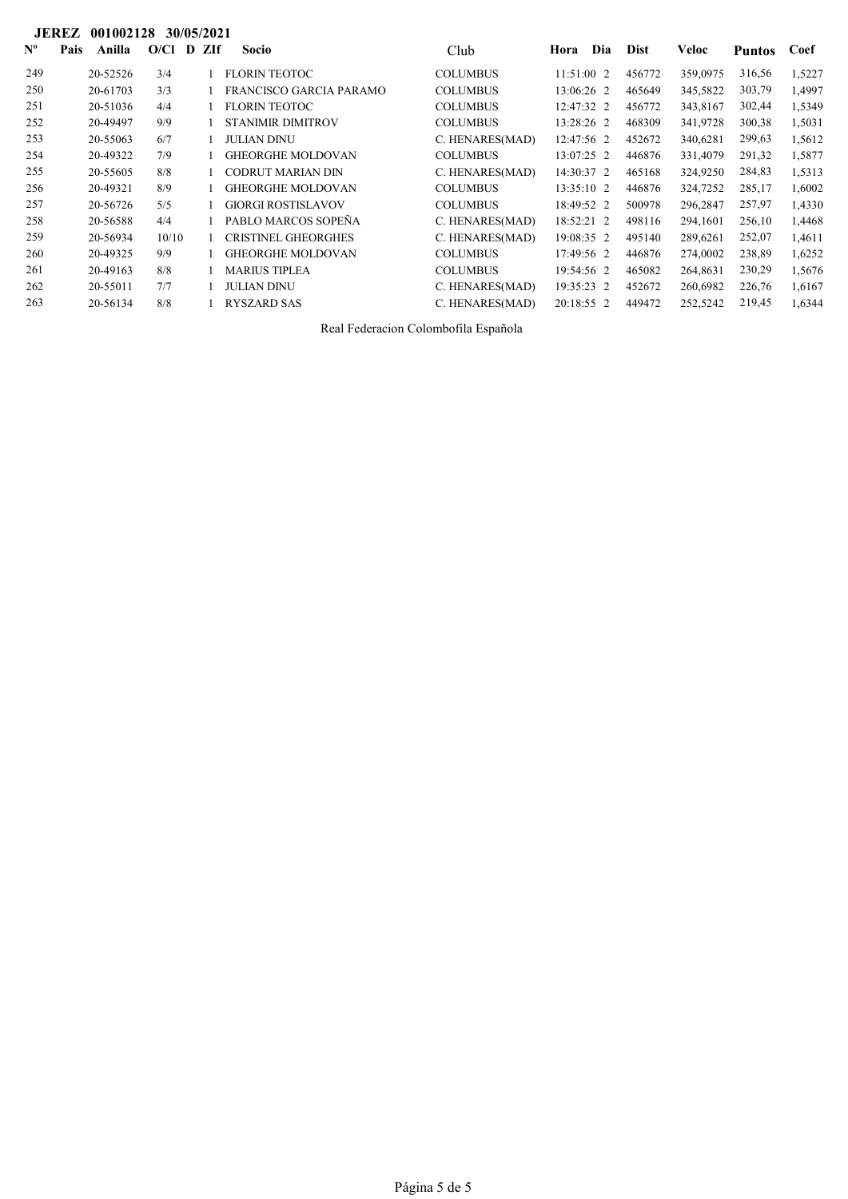**JEREZ 001002128 30/05/2021**

| Nº | Pais | Anilla | O/Cl | D | ZIf | Socio | Club | Hora | Dia | Dist | Veloc | Puntos | Coef |
|---|---|---|---|---|---|---|---|---|---|---|---|---|---|
| 249 | | 20-52526 | 3/4 | | 1 | FLORIN TEOTOC | COLUMBUS | 11:51:00 | 2 | 456772 | 359,0975 | 316,56 | 1,5227 |
| 250 | | 20-61703 | 3/3 | | 1 | FRANCISCO GARCIA PARAMO | COLUMBUS | 13:06:26 | 2 | 465649 | 345,5822 | 303,79 | 1,4997 |
| 251 | | 20-51036 | 4/4 | | 1 | FLORIN TEOTOC | COLUMBUS | 12:47:32 | 2 | 456772 | 343,8167 | 302,44 | 1,5349 |
| 252 | | 20-49497 | 9/9 | | 1 | STANIMIR DIMITROV | COLUMBUS | 13:28:26 | 2 | 468309 | 341,9728 | 300,38 | 1,5031 |
| 253 | | 20-55063 | 6/7 | | 1 | JULIAN DINU | C. HENARES(MAD) | 12:47:56 | 2 | 452672 | 340,6281 | 299,63 | 1,5612 |
| 254 | | 20-49322 | 7/9 | | 1 | GHEORGHE MOLDOVAN | COLUMBUS | 13:07:25 | 2 | 446876 | 331,4079 | 291,32 | 1,5877 |
| 255 | | 20-55605 | 8/8 | | 1 | CODRUT MARIAN DIN | C. HENARES(MAD) | 14:30:37 | 2 | 465168 | 324,9250 | 284,83 | 1,5313 |
| 256 | | 20-49321 | 8/9 | | 1 | GHEORGHE MOLDOVAN | COLUMBUS | 13:35:10 | 2 | 446876 | 324,7252 | 285,17 | 1,6002 |
| 257 | | 20-56726 | 5/5 | | 1 | GIORGI ROSTISLAVOV | COLUMBUS | 18:49:52 | 2 | 500978 | 296,2847 | 257,97 | 1,4330 |
| 258 | | 20-56588 | 4/4 | | 1 | PABLO MARCOS SOPEÑA | C. HENARES(MAD) | 18:52:21 | 2 | 498116 | 294,1601 | 256,10 | 1,4468 |
| 259 | | 20-56934 | 10/10 | | 1 | CRISTINEL GHEORGHES | C. HENARES(MAD) | 19:08:35 | 2 | 495140 | 289,6261 | 252,07 | 1,4611 |
| 260 | | 20-49325 | 9/9 | | 1 | GHEORGHE MOLDOVAN | COLUMBUS | 17:49:56 | 2 | 446876 | 274,0002 | 238,89 | 1,6252 |
| 261 | | 20-49163 | 8/8 | | 1 | MARIUS TIPLEA | COLUMBUS | 19:54:56 | 2 | 465082 | 264,8631 | 230,29 | 1,5676 |
| 262 | | 20-55011 | 7/7 | | 1 | JULIAN DINU | C. HENARES(MAD) | 19:35:23 | 2 | 452672 | 260,6982 | 226,76 | 1,6167 |
| 263 | | 20-56134 | 8/8 | | 1 | RYSZARD SAS | C. HENARES(MAD) | 20:18:55 | 2 | 449472 | 252,5242 | 219,45 | 1,6344 |

Real Federacion Colombofila Española